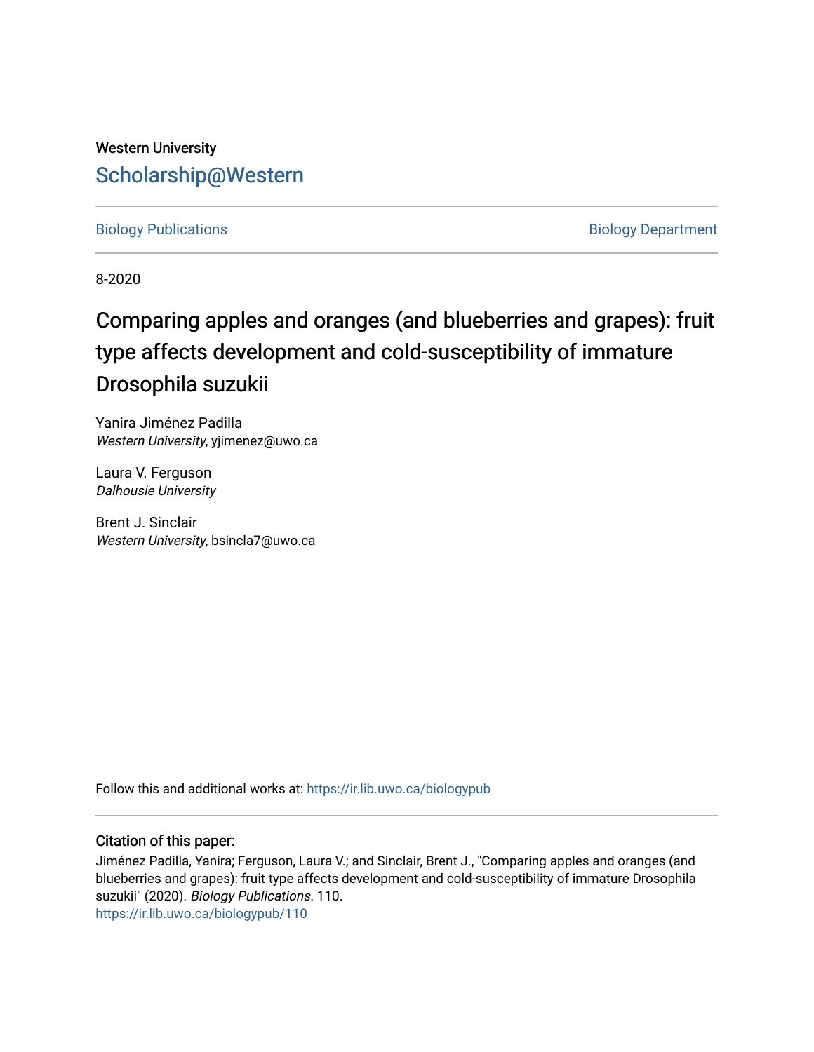Western University

# Scholarship@Western

Biology Publications

Biology Department

8-2020

# Comparing apples and oranges (and blueberries and grapes): fruit type affects development and cold-susceptibility of immature Drosophila suzukii

Yanira Jiménez Padilla
*Western University*, yjimenez@uwo.ca

Laura V. Ferguson
*Dalhousie University*

Brent J. Sinclair
*Western University*, bsincla7@uwo.ca

Follow this and additional works at: https://ir.lib.uwo.ca/biologypub

### Citation of this paper:

Jiménez Padilla, Yanira; Ferguson, Laura V.; and Sinclair, Brent J., "Comparing apples and oranges (and blueberries and grapes): fruit type affects development and cold-susceptibility of immature Drosophila suzukii" (2020). *Biology Publications*. 110.
https://ir.lib.uwo.ca/biologypub/110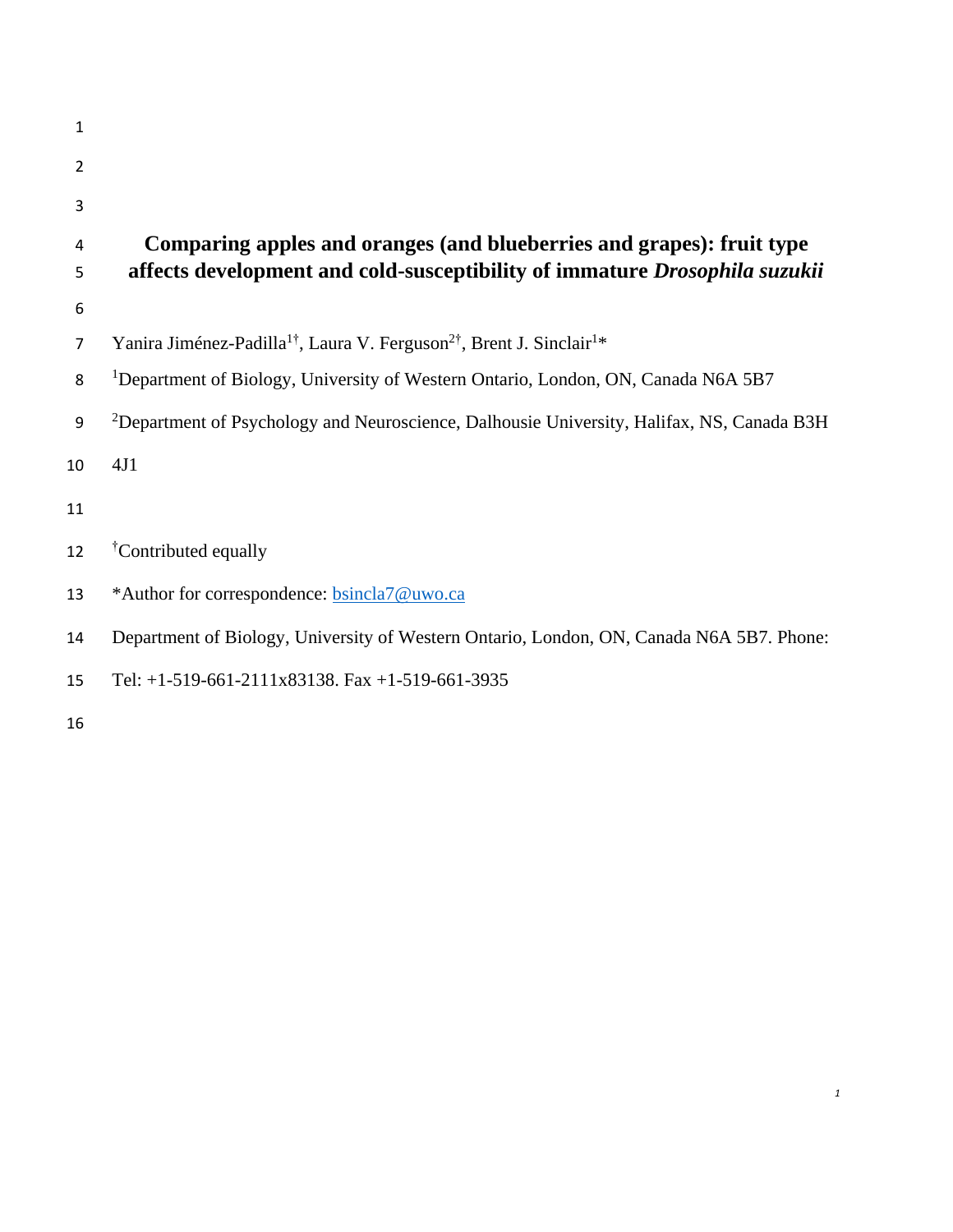# Comparing apples and oranges (and blueberries and grapes): fruit type affects development and cold-susceptibility of immature *Drosophila suzukii*

Yanira Jiménez-Padilla[1†], Laura V. Ferguson[2†], Brent J. Sinclair[1]*

[1]Department of Biology, University of Western Ontario, London, ON, Canada N6A 5B7

[2]Department of Psychology and Neuroscience, Dalhousie University, Halifax, NS, Canada B3H 4J1

[†]Contributed equally

*Author for correspondence: bsincla7@uwo.ca

Department of Biology, University of Western Ontario, London, ON, Canada N6A 5B7. Phone: Tel: +1-519-661-2111x83138. Fax +1-519-661-3935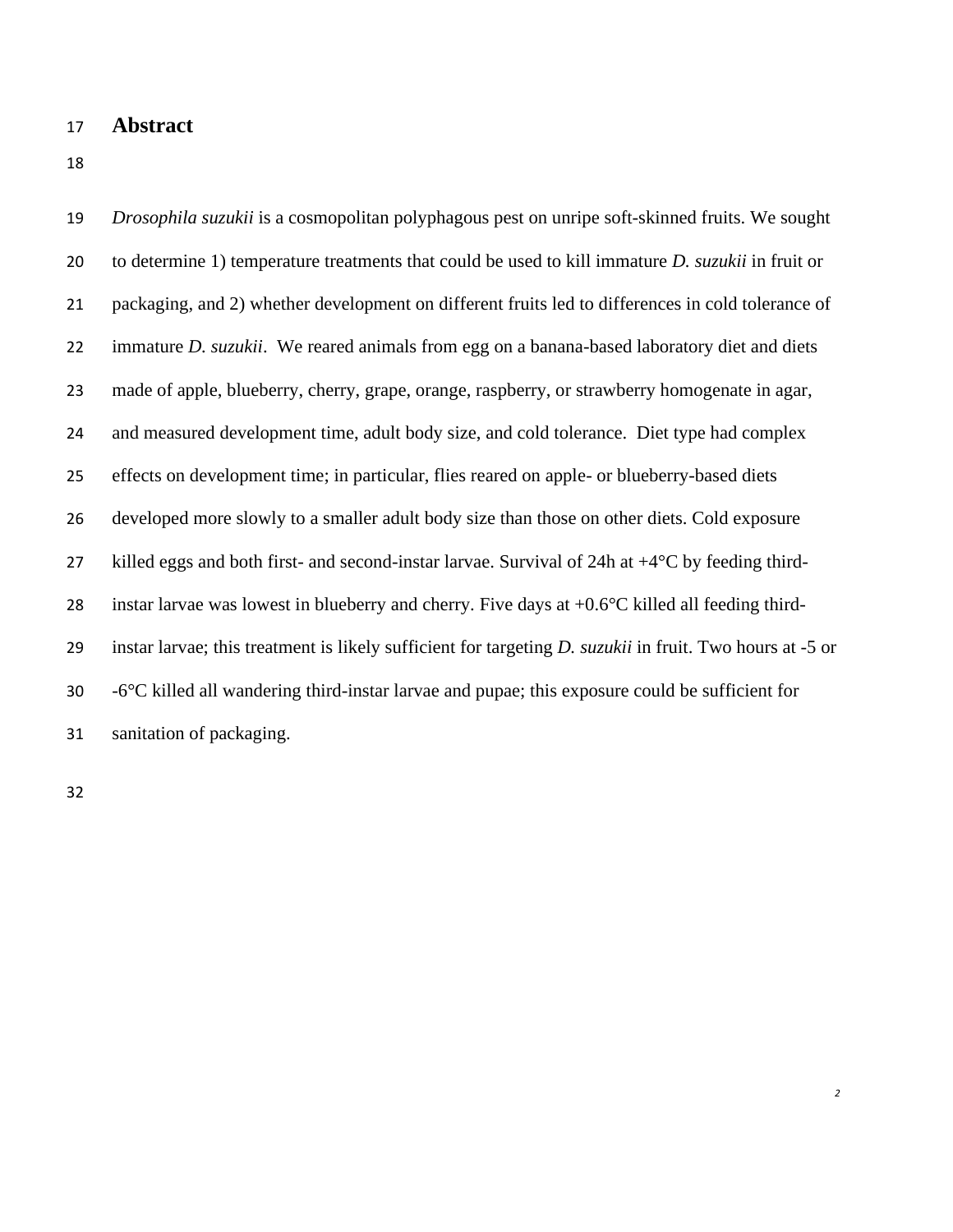# Abstract

*Drosophila suzukii* is a cosmopolitan polyphagous pest on unripe soft-skinned fruits. We sought to determine 1) temperature treatments that could be used to kill immature *D. suzukii* in fruit or packaging, and 2) whether development on different fruits led to differences in cold tolerance of immature *D. suzukii*. We reared animals from egg on a banana-based laboratory diet and diets made of apple, blueberry, cherry, grape, orange, raspberry, or strawberry homogenate in agar, and measured development time, adult body size, and cold tolerance. Diet type had complex effects on development time; in particular, flies reared on apple- or blueberry-based diets developed more slowly to a smaller adult body size than those on other diets. Cold exposure killed eggs and both first- and second-instar larvae. Survival of 24h at +4°C by feeding third-instar larvae was lowest in blueberry and cherry. Five days at +0.6°C killed all feeding third-instar larvae; this treatment is likely sufficient for targeting *D. suzukii* in fruit. Two hours at -5 or -6°C killed all wandering third-instar larvae and pupae; this exposure could be sufficient for sanitation of packaging.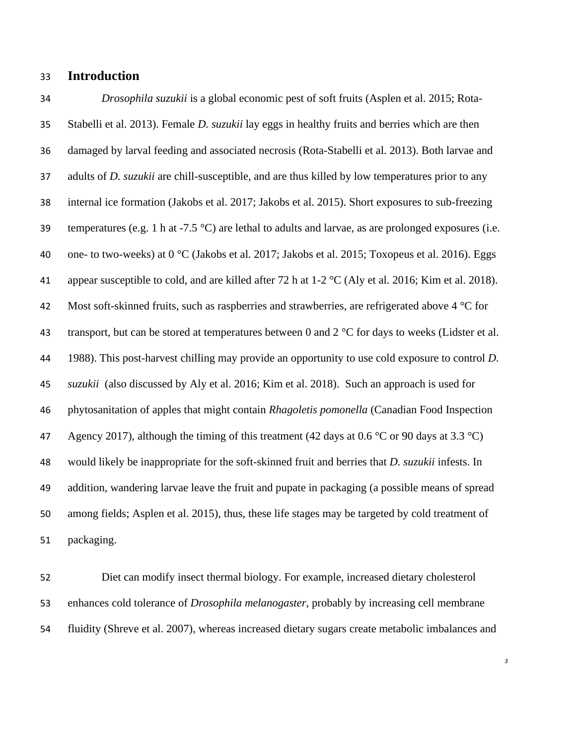# Introduction

*Drosophila suzukii* is a global economic pest of soft fruits (Asplen et al. 2015; Rota-Stabelli et al. 2013). Female *D. suzukii* lay eggs in healthy fruits and berries which are then damaged by larval feeding and associated necrosis (Rota-Stabelli et al. 2013). Both larvae and adults of *D. suzukii* are chill-susceptible, and are thus killed by low temperatures prior to any internal ice formation (Jakobs et al. 2017; Jakobs et al. 2015). Short exposures to sub-freezing temperatures (e.g. 1 h at -7.5 °C) are lethal to adults and larvae, as are prolonged exposures (i.e. one- to two-weeks) at 0 °C (Jakobs et al. 2017; Jakobs et al. 2015; Toxopeus et al. 2016). Eggs appear susceptible to cold, and are killed after 72 h at 1-2 °C (Aly et al. 2016; Kim et al. 2018). Most soft-skinned fruits, such as raspberries and strawberries, are refrigerated above 4 °C for transport, but can be stored at temperatures between 0 and 2 °C for days to weeks (Lidster et al. 1988). This post-harvest chilling may provide an opportunity to use cold exposure to control *D. suzukii* (also discussed by Aly et al. 2016; Kim et al. 2018). Such an approach is used for phytosanitation of apples that might contain *Rhagoletis pomonella* (Canadian Food Inspection Agency 2017), although the timing of this treatment (42 days at 0.6 °C or 90 days at 3.3 °C) would likely be inappropriate for the soft-skinned fruit and berries that *D. suzukii* infests. In addition, wandering larvae leave the fruit and pupate in packaging (a possible means of spread among fields; Asplen et al. 2015), thus, these life stages may be targeted by cold treatment of packaging.

Diet can modify insect thermal biology. For example, increased dietary cholesterol enhances cold tolerance of *Drosophila melanogaster*, probably by increasing cell membrane fluidity (Shreve et al. 2007), whereas increased dietary sugars create metabolic imbalances and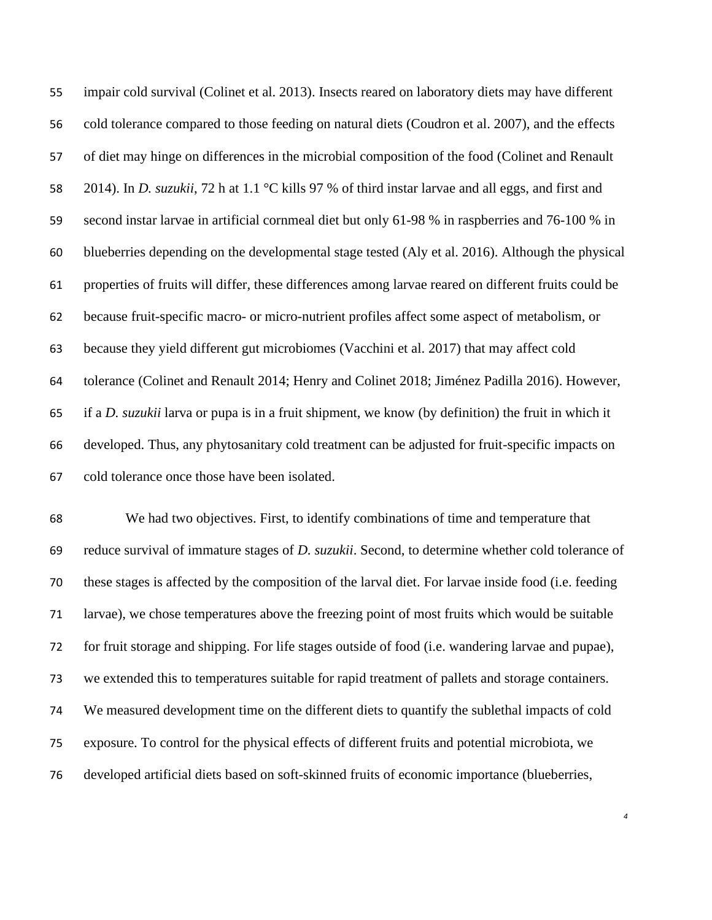impair cold survival (Colinet et al. 2013). Insects reared on laboratory diets may have different cold tolerance compared to those feeding on natural diets (Coudron et al. 2007), and the effects of diet may hinge on differences in the microbial composition of the food (Colinet and Renault 2014). In *D. suzukii*, 72 h at 1.1 °C kills 97 % of third instar larvae and all eggs, and first and second instar larvae in artificial cornmeal diet but only 61-98 % in raspberries and 76-100 % in blueberries depending on the developmental stage tested (Aly et al. 2016). Although the physical properties of fruits will differ, these differences among larvae reared on different fruits could be because fruit-specific macro- or micro-nutrient profiles affect some aspect of metabolism, or because they yield different gut microbiomes (Vacchini et al. 2017) that may affect cold tolerance (Colinet and Renault 2014; Henry and Colinet 2018; Jiménez Padilla 2016). However, if a *D. suzukii* larva or pupa is in a fruit shipment, we know (by definition) the fruit in which it developed. Thus, any phytosanitary cold treatment can be adjusted for fruit-specific impacts on cold tolerance once those have been isolated.

We had two objectives. First, to identify combinations of time and temperature that reduce survival of immature stages of *D. suzukii*. Second, to determine whether cold tolerance of these stages is affected by the composition of the larval diet. For larvae inside food (i.e. feeding larvae), we chose temperatures above the freezing point of most fruits which would be suitable for fruit storage and shipping. For life stages outside of food (i.e. wandering larvae and pupae), we extended this to temperatures suitable for rapid treatment of pallets and storage containers. We measured development time on the different diets to quantify the sublethal impacts of cold exposure. To control for the physical effects of different fruits and potential microbiota, we developed artificial diets based on soft-skinned fruits of economic importance (blueberries,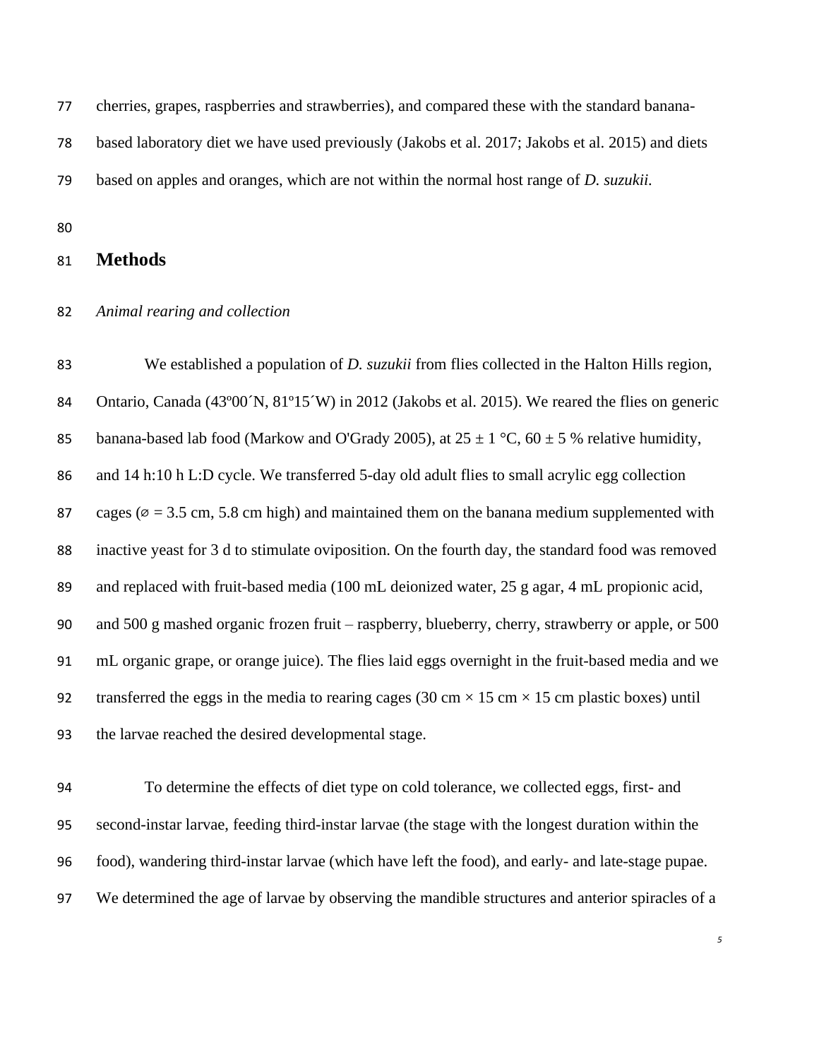cherries, grapes, raspberries and strawberries), and compared these with the standard banana-based laboratory diet we have used previously (Jakobs et al. 2017; Jakobs et al. 2015) and diets based on apples and oranges, which are not within the normal host range of *D. suzukii*.

## Methods

### *Animal rearing and collection*

We established a population of *D. suzukii* from flies collected in the Halton Hills region, Ontario, Canada (43º00´N, 81º15´W) in 2012 (Jakobs et al. 2015). We reared the flies on generic banana-based lab food (Markow and O'Grady 2005), at 25 ± 1 °C, 60 ± 5 % relative humidity, and 14 h:10 h L:D cycle. We transferred 5-day old adult flies to small acrylic egg collection cages (⌀ = 3.5 cm, 5.8 cm high) and maintained them on the banana medium supplemented with inactive yeast for 3 d to stimulate oviposition. On the fourth day, the standard food was removed and replaced with fruit-based media (100 mL deionized water, 25 g agar, 4 mL propionic acid, and 500 g mashed organic frozen fruit – raspberry, blueberry, cherry, strawberry or apple, or 500 mL organic grape, or orange juice). The flies laid eggs overnight in the fruit-based media and we transferred the eggs in the media to rearing cages (30 cm × 15 cm × 15 cm plastic boxes) until the larvae reached the desired developmental stage.

To determine the effects of diet type on cold tolerance, we collected eggs, first- and second-instar larvae, feeding third-instar larvae (the stage with the longest duration within the food), wandering third-instar larvae (which have left the food), and early- and late-stage pupae. We determined the age of larvae by observing the mandible structures and anterior spiracles of a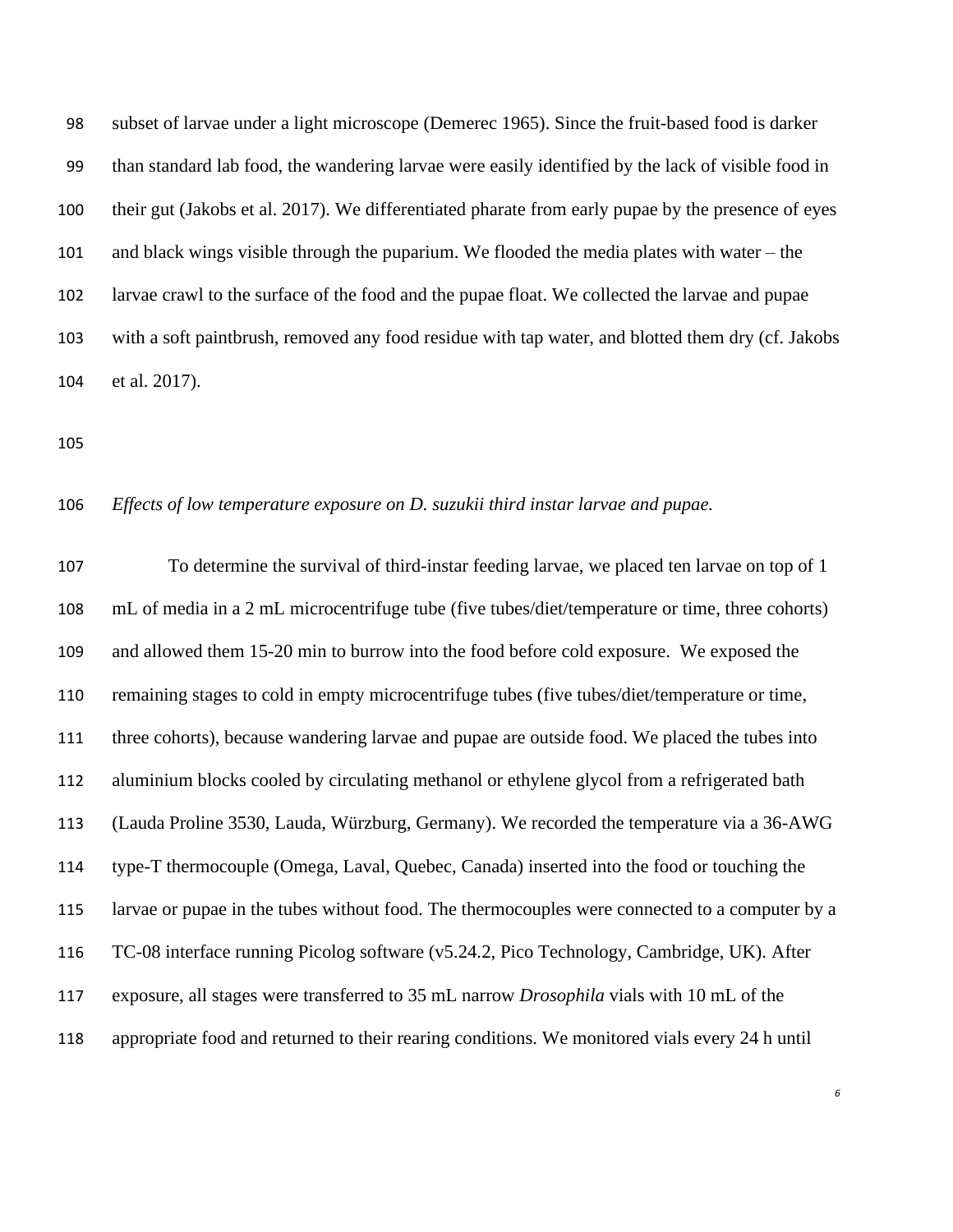subset of larvae under a light microscope (Demerec 1965). Since the fruit-based food is darker than standard lab food, the wandering larvae were easily identified by the lack of visible food in their gut (Jakobs et al. 2017). We differentiated pharate from early pupae by the presence of eyes and black wings visible through the puparium. We flooded the media plates with water – the larvae crawl to the surface of the food and the pupae float. We collected the larvae and pupae with a soft paintbrush, removed any food residue with tap water, and blotted them dry (cf. Jakobs et al. 2017).

*Effects of low temperature exposure on D. suzukii third instar larvae and pupae.*

To determine the survival of third-instar feeding larvae, we placed ten larvae on top of 1 mL of media in a 2 mL microcentrifuge tube (five tubes/diet/temperature or time, three cohorts) and allowed them 15-20 min to burrow into the food before cold exposure. We exposed the remaining stages to cold in empty microcentrifuge tubes (five tubes/diet/temperature or time, three cohorts), because wandering larvae and pupae are outside food. We placed the tubes into aluminium blocks cooled by circulating methanol or ethylene glycol from a refrigerated bath (Lauda Proline 3530, Lauda, Würzburg, Germany). We recorded the temperature via a 36-AWG type-T thermocouple (Omega, Laval, Quebec, Canada) inserted into the food or touching the larvae or pupae in the tubes without food. The thermocouples were connected to a computer by a TC-08 interface running Picolog software (v5.24.2, Pico Technology, Cambridge, UK). After exposure, all stages were transferred to 35 mL narrow *Drosophila* vials with 10 mL of the appropriate food and returned to their rearing conditions. We monitored vials every 24 h until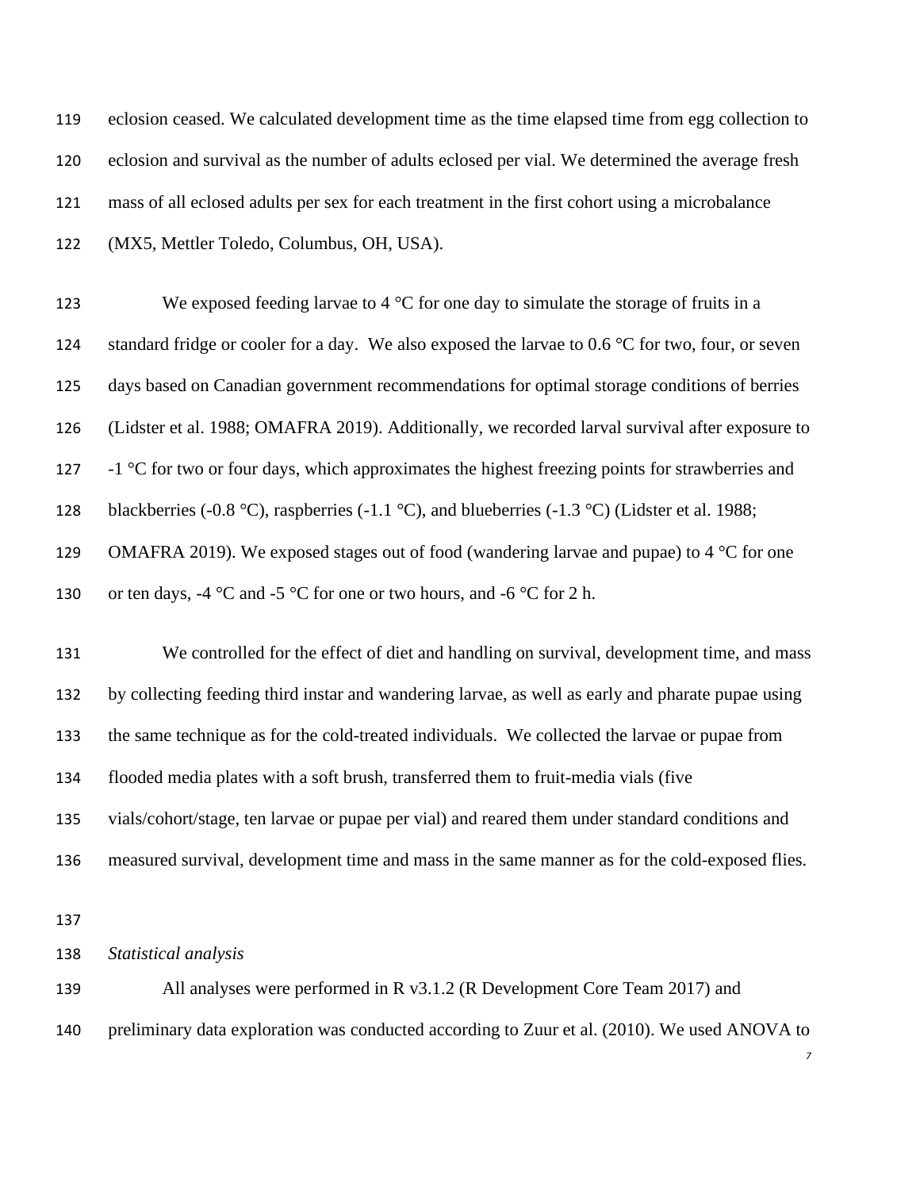eclosion ceased. We calculated development time as the time elapsed time from egg collection to eclosion and survival as the number of adults eclosed per vial. We determined the average fresh mass of all eclosed adults per sex for each treatment in the first cohort using a microbalance (MX5, Mettler Toledo, Columbus, OH, USA).

We exposed feeding larvae to 4 °C for one day to simulate the storage of fruits in a standard fridge or cooler for a day. We also exposed the larvae to 0.6 °C for two, four, or seven days based on Canadian government recommendations for optimal storage conditions of berries (Lidster et al. 1988; OMAFRA 2019). Additionally, we recorded larval survival after exposure to -1 °C for two or four days, which approximates the highest freezing points for strawberries and blackberries (-0.8 °C), raspberries (-1.1 °C), and blueberries (-1.3 °C) (Lidster et al. 1988; OMAFRA 2019). We exposed stages out of food (wandering larvae and pupae) to 4 °C for one or ten days, -4 °C and -5 °C for one or two hours, and -6 °C for 2 h.

We controlled for the effect of diet and handling on survival, development time, and mass by collecting feeding third instar and wandering larvae, as well as early and pharate pupae using the same technique as for the cold-treated individuals. We collected the larvae or pupae from flooded media plates with a soft brush, transferred them to fruit-media vials (five vials/cohort/stage, ten larvae or pupae per vial) and reared them under standard conditions and measured survival, development time and mass in the same manner as for the cold-exposed flies.

*Statistical analysis*

All analyses were performed in R v3.1.2 (R Development Core Team 2017) and preliminary data exploration was conducted according to Zuur et al. (2010). We used ANOVA to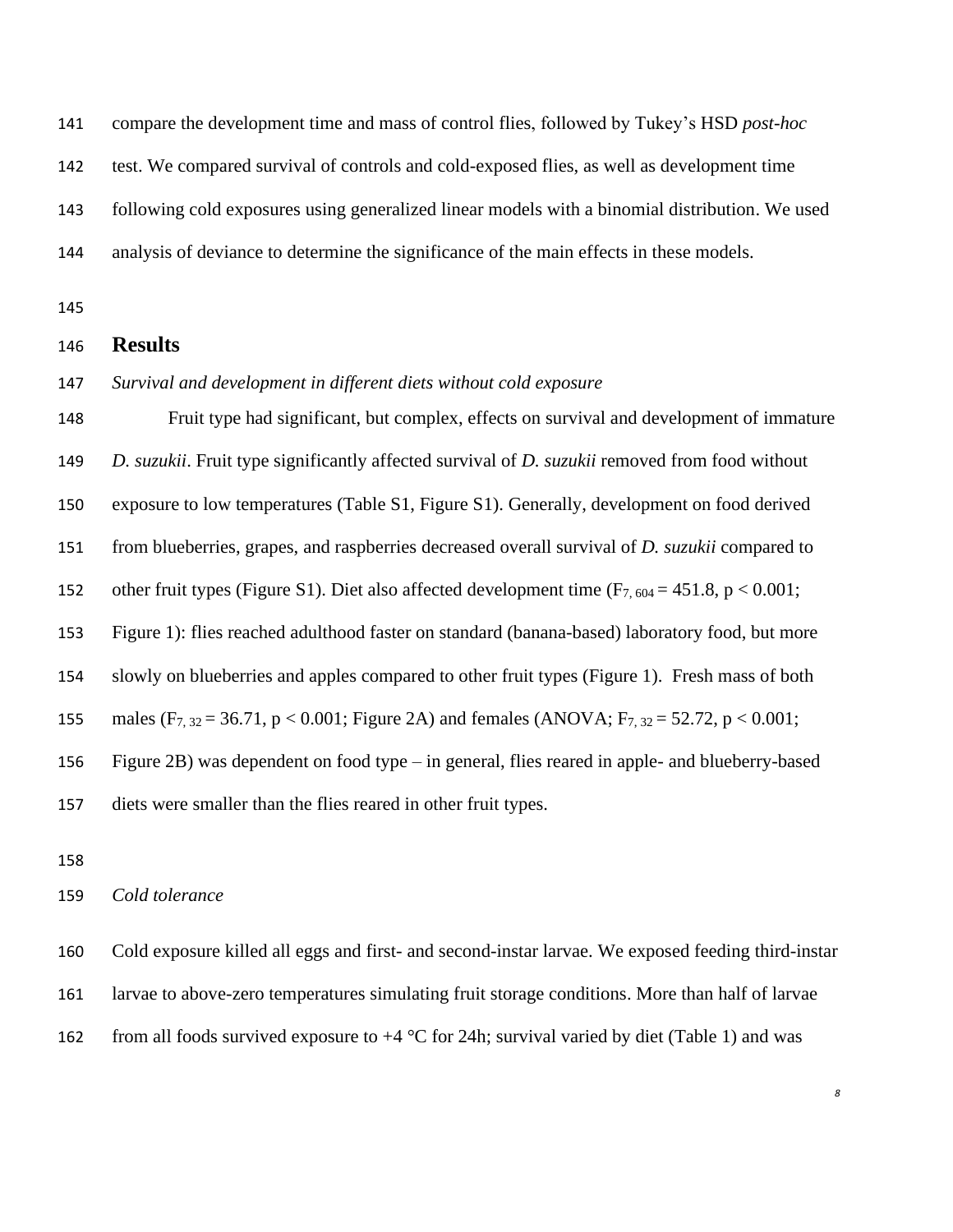compare the development time and mass of control flies, followed by Tukey's HSD *post-hoc* test. We compared survival of controls and cold-exposed flies, as well as development time following cold exposures using generalized linear models with a binomial distribution. We used analysis of deviance to determine the significance of the main effects in these models.

## Results

*Survival and development in different diets without cold exposure*

Fruit type had significant, but complex, effects on survival and development of immature *D. suzukii*. Fruit type significantly affected survival of *D. suzukii* removed from food without exposure to low temperatures (Table S1, Figure S1). Generally, development on food derived from blueberries, grapes, and raspberries decreased overall survival of *D. suzukii* compared to other fruit types (Figure S1). Diet also affected development time ($F_{7, 604} = 451.8$, $p < 0.001$; Figure 1): flies reached adulthood faster on standard (banana-based) laboratory food, but more slowly on blueberries and apples compared to other fruit types (Figure 1). Fresh mass of both males ($F_{7, 32} = 36.71$, $p < 0.001$; Figure 2A) and females (ANOVA; $F_{7, 32} = 52.72$, $p < 0.001$; Figure 2B) was dependent on food type – in general, flies reared in apple- and blueberry-based diets were smaller than the flies reared in other fruit types.

*Cold tolerance*

Cold exposure killed all eggs and first- and second-instar larvae. We exposed feeding third-instar larvae to above-zero temperatures simulating fruit storage conditions. More than half of larvae from all foods survived exposure to +4 °C for 24h; survival varied by diet (Table 1) and was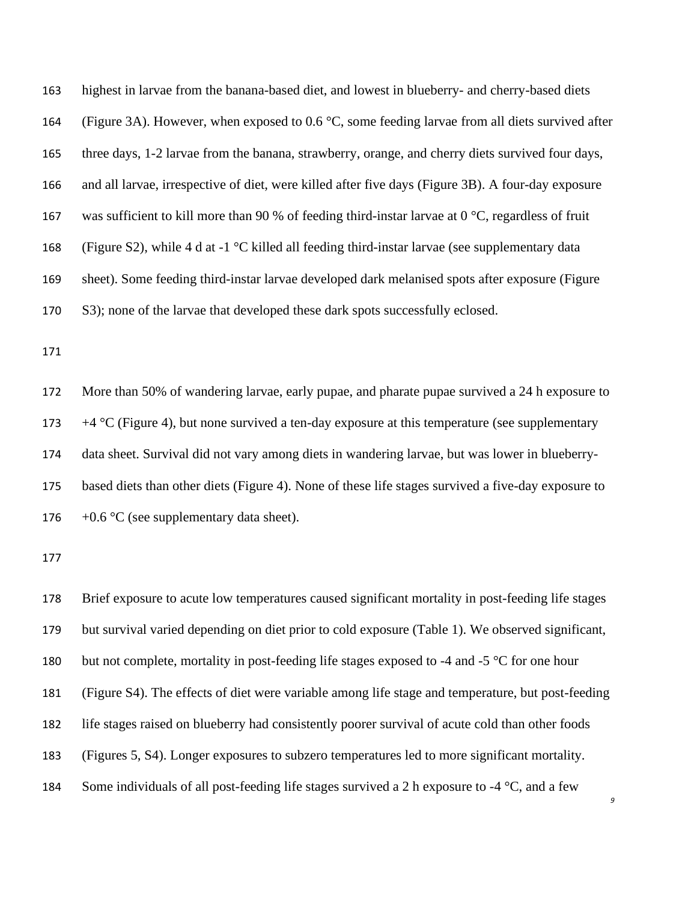highest in larvae from the banana-based diet, and lowest in blueberry- and cherry-based diets (Figure 3A). However, when exposed to 0.6 °C, some feeding larvae from all diets survived after three days, 1-2 larvae from the banana, strawberry, orange, and cherry diets survived four days, and all larvae, irrespective of diet, were killed after five days (Figure 3B). A four-day exposure was sufficient to kill more than 90 % of feeding third-instar larvae at 0 °C, regardless of fruit (Figure S2), while 4 d at -1 °C killed all feeding third-instar larvae (see supplementary data sheet). Some feeding third-instar larvae developed dark melanised spots after exposure (Figure S3); none of the larvae that developed these dark spots successfully eclosed.

More than 50% of wandering larvae, early pupae, and pharate pupae survived a 24 h exposure to +4 °C (Figure 4), but none survived a ten-day exposure at this temperature (see supplementary data sheet. Survival did not vary among diets in wandering larvae, but was lower in blueberry-based diets than other diets (Figure 4). None of these life stages survived a five-day exposure to +0.6 °C (see supplementary data sheet).

Brief exposure to acute low temperatures caused significant mortality in post-feeding life stages but survival varied depending on diet prior to cold exposure (Table 1). We observed significant, but not complete, mortality in post-feeding life stages exposed to -4 and -5 °C for one hour (Figure S4). The effects of diet were variable among life stage and temperature, but post-feeding life stages raised on blueberry had consistently poorer survival of acute cold than other foods (Figures 5, S4). Longer exposures to subzero temperatures led to more significant mortality. Some individuals of all post-feeding life stages survived a 2 h exposure to -4 °C, and a few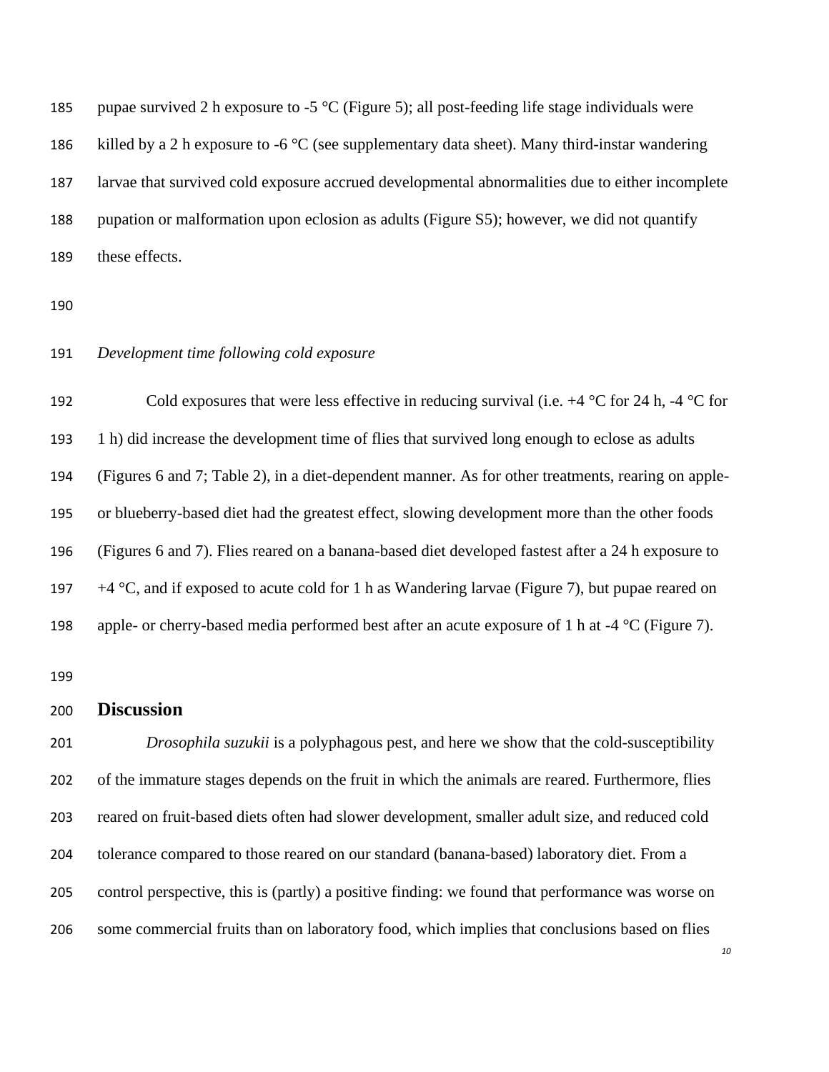pupae survived 2 h exposure to -5 °C (Figure 5); all post-feeding life stage individuals were killed by a 2 h exposure to -6 °C (see supplementary data sheet). Many third-instar wandering larvae that survived cold exposure accrued developmental abnormalities due to either incomplete pupation or malformation upon eclosion as adults (Figure S5); however, we did not quantify these effects.

*Development time following cold exposure*

Cold exposures that were less effective in reducing survival (i.e. +4 °C for 24 h, -4 °C for 1 h) did increase the development time of flies that survived long enough to eclose as adults (Figures 6 and 7; Table 2), in a diet-dependent manner. As for other treatments, rearing on apple- or blueberry-based diet had the greatest effect, slowing development more than the other foods (Figures 6 and 7). Flies reared on a banana-based diet developed fastest after a 24 h exposure to +4 °C, and if exposed to acute cold for 1 h as Wandering larvae (Figure 7), but pupae reared on apple- or cherry-based media performed best after an acute exposure of 1 h at -4 °C (Figure 7).

## Discussion

*Drosophila suzukii* is a polyphagous pest, and here we show that the cold-susceptibility of the immature stages depends on the fruit in which the animals are reared. Furthermore, flies reared on fruit-based diets often had slower development, smaller adult size, and reduced cold tolerance compared to those reared on our standard (banana-based) laboratory diet. From a control perspective, this is (partly) a positive finding: we found that performance was worse on some commercial fruits than on laboratory food, which implies that conclusions based on flies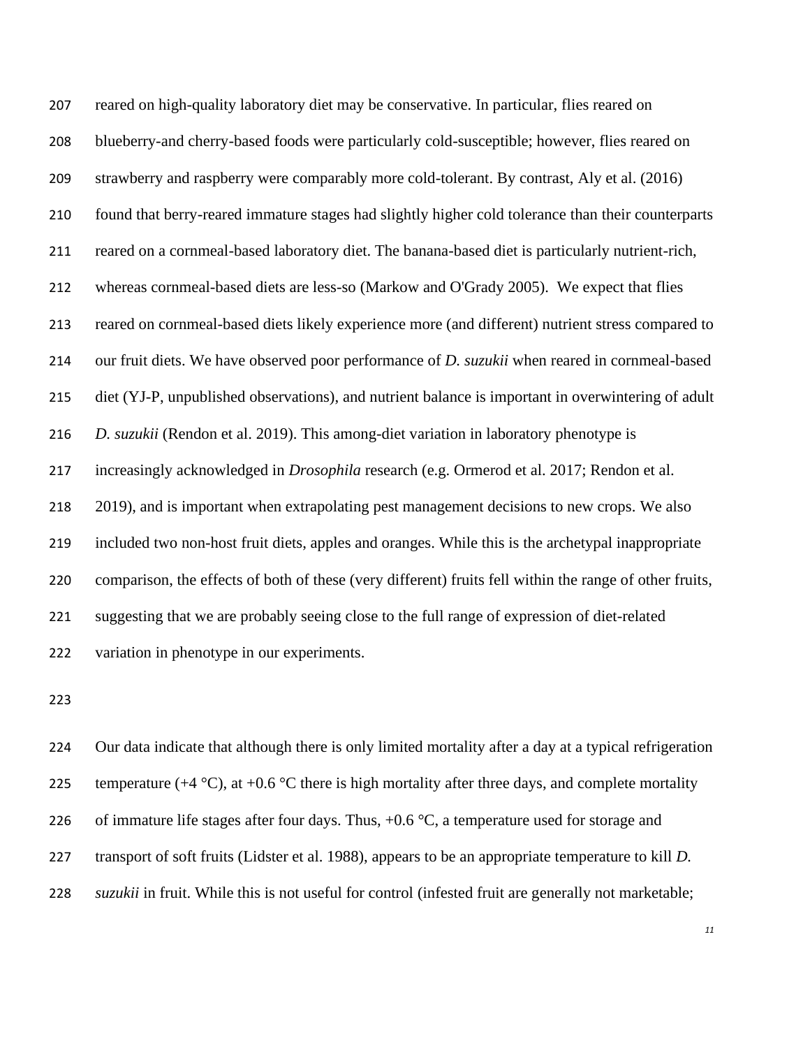reared on high-quality laboratory diet may be conservative. In particular, flies reared on blueberry-and cherry-based foods were particularly cold-susceptible; however, flies reared on strawberry and raspberry were comparably more cold-tolerant. By contrast, Aly et al. (2016) found that berry-reared immature stages had slightly higher cold tolerance than their counterparts reared on a cornmeal-based laboratory diet. The banana-based diet is particularly nutrient-rich, whereas cornmeal-based diets are less-so (Markow and O'Grady 2005). We expect that flies reared on cornmeal-based diets likely experience more (and different) nutrient stress compared to our fruit diets. We have observed poor performance of *D. suzukii* when reared in cornmeal-based diet (YJ-P, unpublished observations), and nutrient balance is important in overwintering of adult *D. suzukii* (Rendon et al. 2019). This among-diet variation in laboratory phenotype is increasingly acknowledged in *Drosophila* research (e.g. Ormerod et al. 2017; Rendon et al. 2019), and is important when extrapolating pest management decisions to new crops. We also included two non-host fruit diets, apples and oranges. While this is the archetypal inappropriate comparison, the effects of both of these (very different) fruits fell within the range of other fruits, suggesting that we are probably seeing close to the full range of expression of diet-related variation in phenotype in our experiments.

Our data indicate that although there is only limited mortality after a day at a typical refrigeration temperature (+4 °C), at +0.6 °C there is high mortality after three days, and complete mortality of immature life stages after four days. Thus, +0.6 °C, a temperature used for storage and transport of soft fruits (Lidster et al. 1988), appears to be an appropriate temperature to kill *D. suzukii* in fruit. While this is not useful for control (infested fruit are generally not marketable;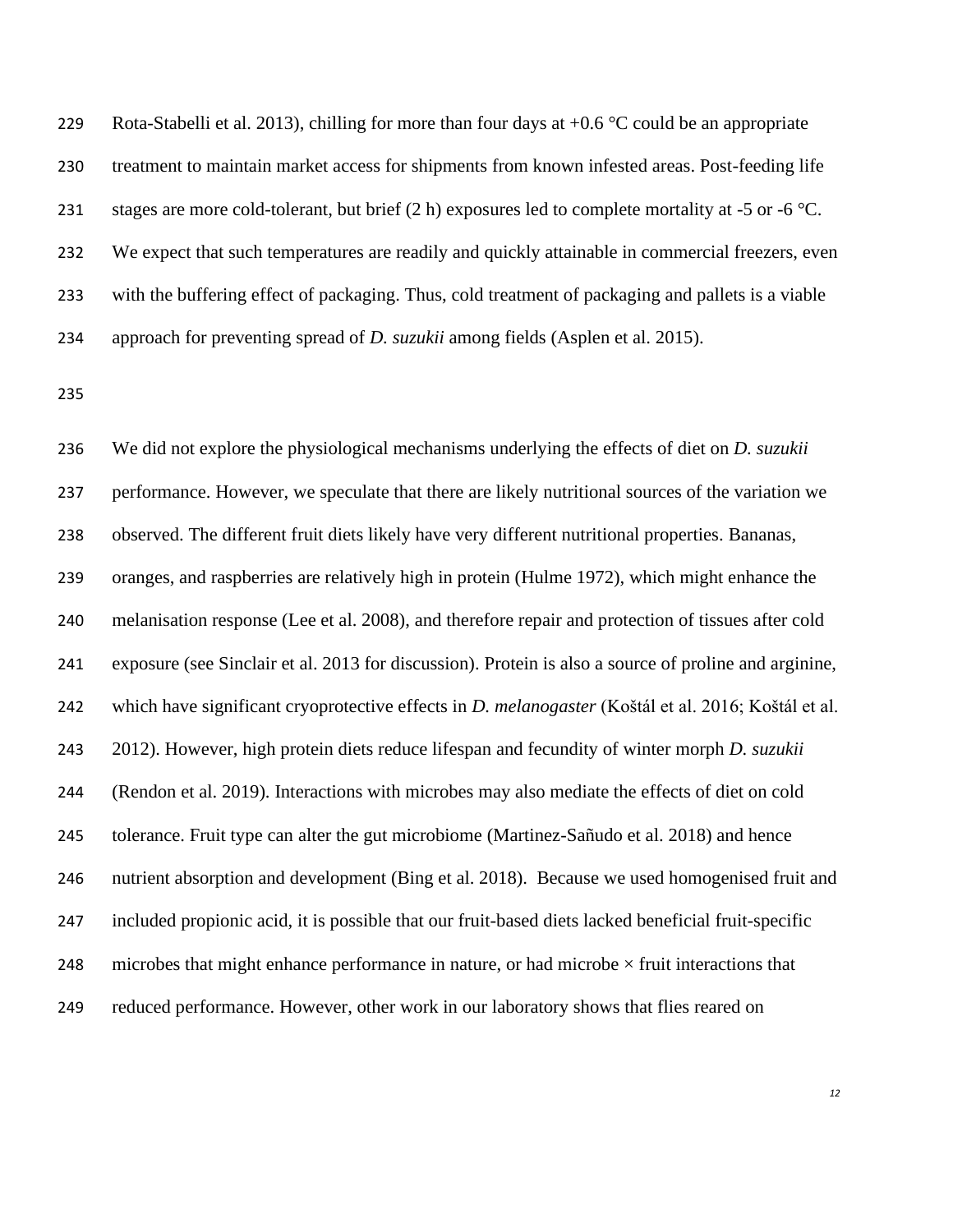Rota-Stabelli et al. 2013), chilling for more than four days at +0.6 °C could be an appropriate treatment to maintain market access for shipments from known infested areas. Post-feeding life stages are more cold-tolerant, but brief (2 h) exposures led to complete mortality at -5 or -6 °C. We expect that such temperatures are readily and quickly attainable in commercial freezers, even with the buffering effect of packaging. Thus, cold treatment of packaging and pallets is a viable approach for preventing spread of *D. suzukii* among fields (Asplen et al. 2015).

We did not explore the physiological mechanisms underlying the effects of diet on *D. suzukii* performance. However, we speculate that there are likely nutritional sources of the variation we observed. The different fruit diets likely have very different nutritional properties. Bananas, oranges, and raspberries are relatively high in protein (Hulme 1972), which might enhance the melanisation response (Lee et al. 2008), and therefore repair and protection of tissues after cold exposure (see Sinclair et al. 2013 for discussion). Protein is also a source of proline and arginine, which have significant cryoprotective effects in *D. melanogaster* (Koštál et al. 2016; Koštál et al. 2012). However, high protein diets reduce lifespan and fecundity of winter morph *D. suzukii* (Rendon et al. 2019). Interactions with microbes may also mediate the effects of diet on cold tolerance. Fruit type can alter the gut microbiome (Martinez-Sañudo et al. 2018) and hence nutrient absorption and development (Bing et al. 2018). Because we used homogenised fruit and included propionic acid, it is possible that our fruit-based diets lacked beneficial fruit-specific microbes that might enhance performance in nature, or had microbe × fruit interactions that reduced performance. However, other work in our laboratory shows that flies reared on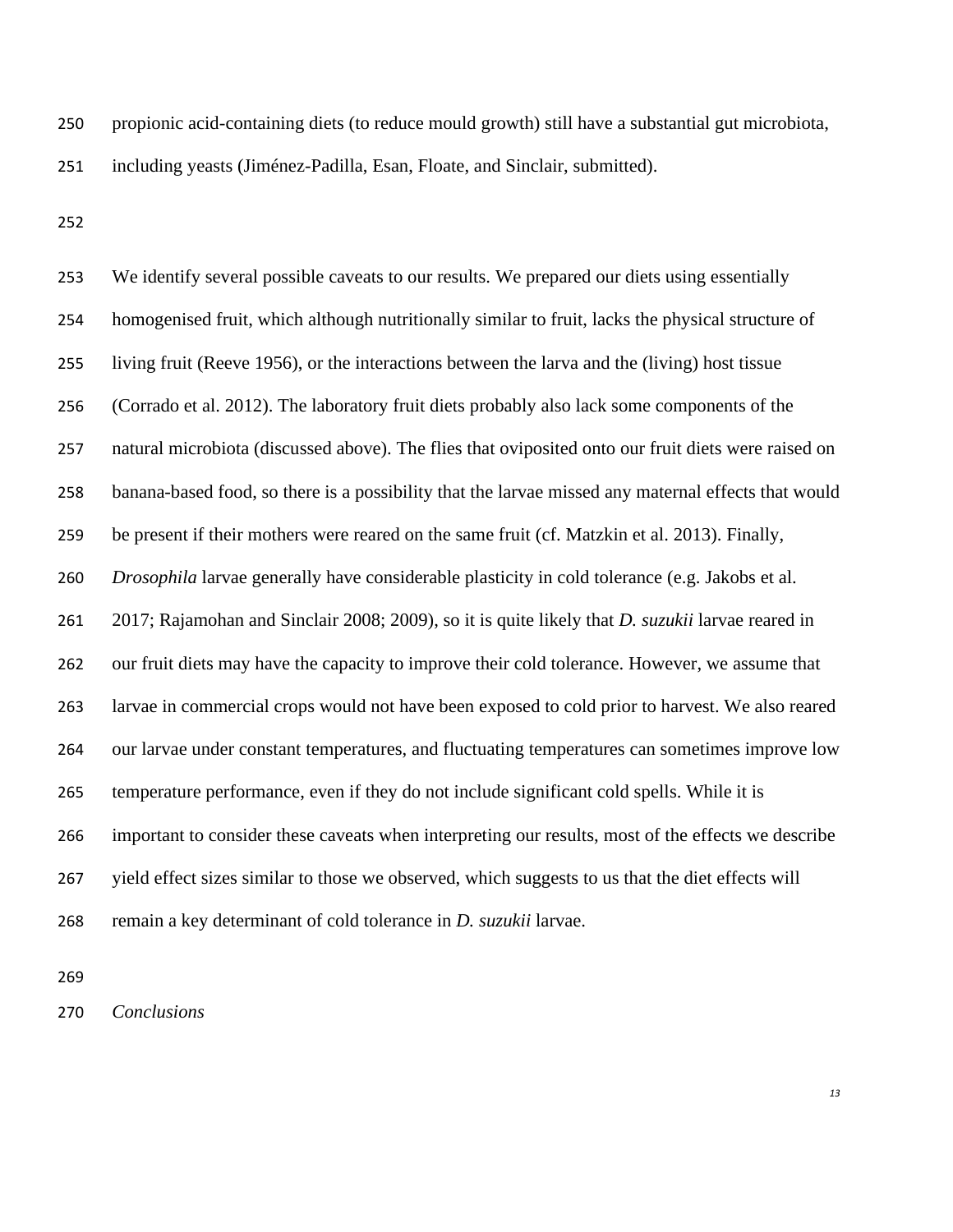propionic acid-containing diets (to reduce mould growth) still have a substantial gut microbiota, including yeasts (Jiménez-Padilla, Esan, Floate, and Sinclair, submitted).

We identify several possible caveats to our results. We prepared our diets using essentially homogenised fruit, which although nutritionally similar to fruit, lacks the physical structure of living fruit (Reeve 1956), or the interactions between the larva and the (living) host tissue (Corrado et al. 2012). The laboratory fruit diets probably also lack some components of the natural microbiota (discussed above). The flies that oviposited onto our fruit diets were raised on banana-based food, so there is a possibility that the larvae missed any maternal effects that would be present if their mothers were reared on the same fruit (cf. Matzkin et al. 2013). Finally, *Drosophila* larvae generally have considerable plasticity in cold tolerance (e.g. Jakobs et al. 2017; Rajamohan and Sinclair 2008; 2009), so it is quite likely that *D. suzukii* larvae reared in our fruit diets may have the capacity to improve their cold tolerance. However, we assume that larvae in commercial crops would not have been exposed to cold prior to harvest. We also reared our larvae under constant temperatures, and fluctuating temperatures can sometimes improve low temperature performance, even if they do not include significant cold spells. While it is important to consider these caveats when interpreting our results, most of the effects we describe yield effect sizes similar to those we observed, which suggests to us that the diet effects will remain a key determinant of cold tolerance in *D. suzukii* larvae.

*Conclusions*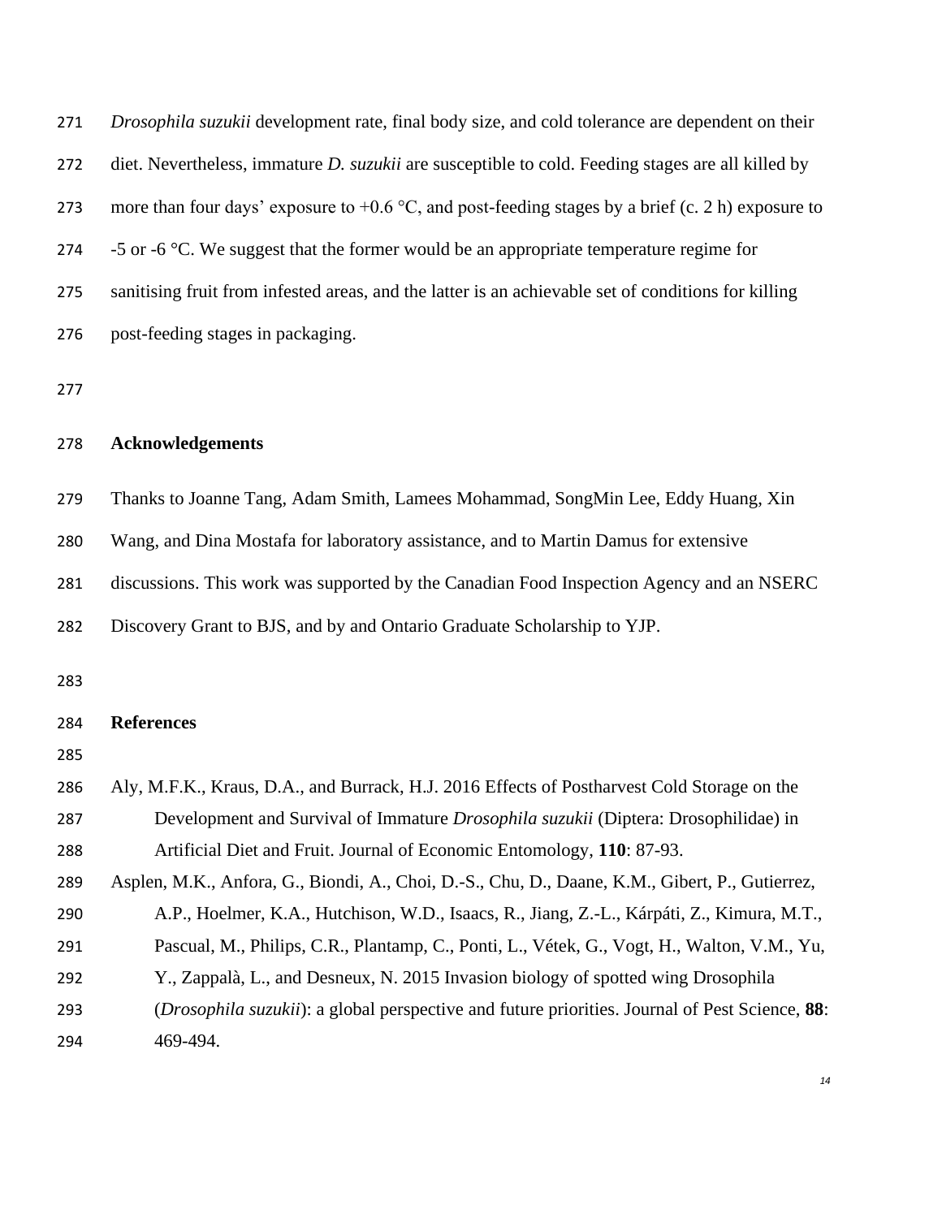*Drosophila suzukii* development rate, final body size, and cold tolerance are dependent on their diet. Nevertheless, immature *D. suzukii* are susceptible to cold. Feeding stages are all killed by more than four days' exposure to +0.6 °C, and post-feeding stages by a brief (c. 2 h) exposure to -5 or -6 °C. We suggest that the former would be an appropriate temperature regime for sanitising fruit from infested areas, and the latter is an achievable set of conditions for killing post-feeding stages in packaging.

## Acknowledgements

Thanks to Joanne Tang, Adam Smith, Lamees Mohammad, SongMin Lee, Eddy Huang, Xin Wang, and Dina Mostafa for laboratory assistance, and to Martin Damus for extensive discussions. This work was supported by the Canadian Food Inspection Agency and an NSERC Discovery Grant to BJS, and by and Ontario Graduate Scholarship to YJP.

## References

Aly, M.F.K., Kraus, D.A., and Burrack, H.J. 2016 Effects of Postharvest Cold Storage on the Development and Survival of Immature *Drosophila suzukii* (Diptera: Drosophilidae) in Artificial Diet and Fruit. Journal of Economic Entomology, **110**: 87-93.

Asplen, M.K., Anfora, G., Biondi, A., Choi, D.-S., Chu, D., Daane, K.M., Gibert, P., Gutierrez, A.P., Hoelmer, K.A., Hutchison, W.D., Isaacs, R., Jiang, Z.-L., Kárpáti, Z., Kimura, M.T., Pascual, M., Philips, C.R., Plantamp, C., Ponti, L., Vétek, G., Vogt, H., Walton, V.M., Yu, Y., Zappalà, L., and Desneux, N. 2015 Invasion biology of spotted wing Drosophila (*Drosophila suzukii*): a global perspective and future priorities. Journal of Pest Science, **88**: 469-494.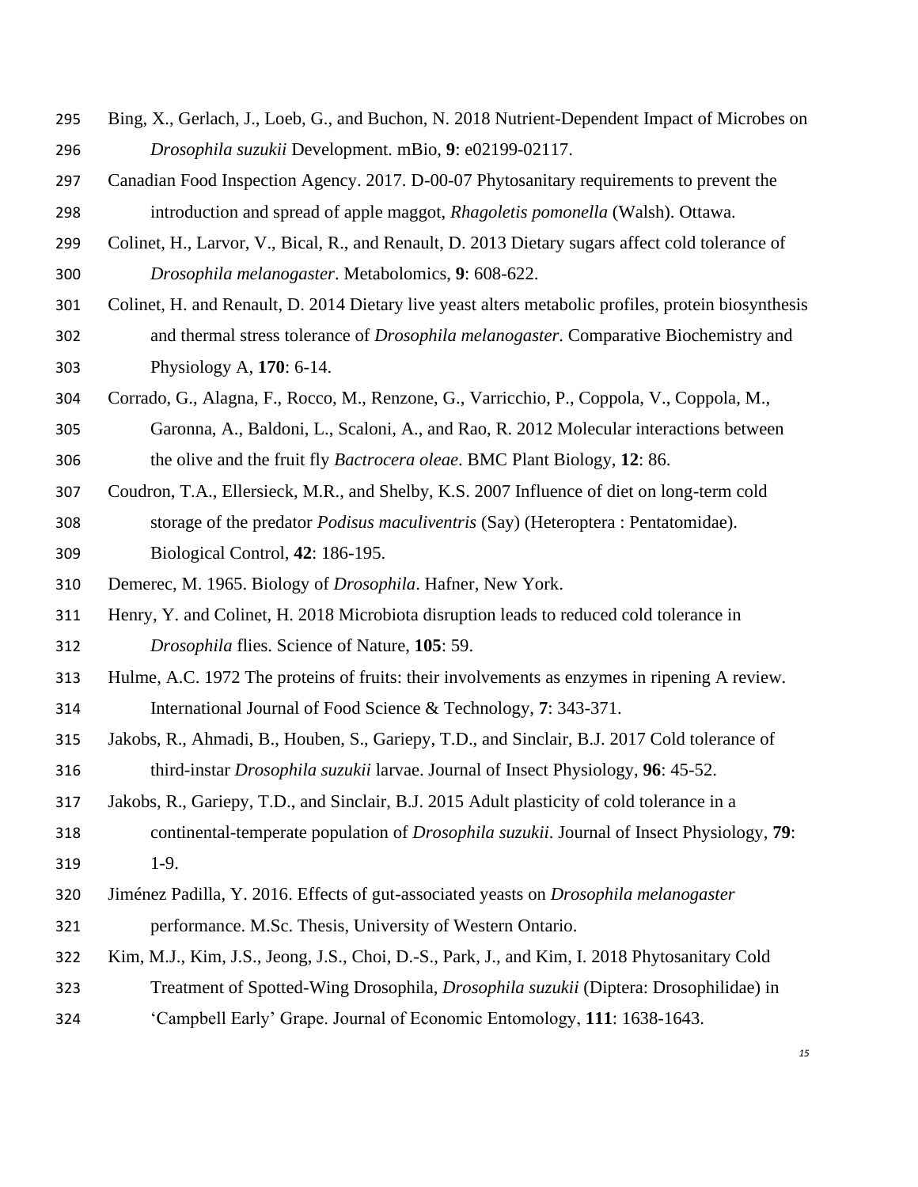Bing, X., Gerlach, J., Loeb, G., and Buchon, N. 2018 Nutrient-Dependent Impact of Microbes on *Drosophila suzukii* Development. mBio, **9**: e02199-02117.

Canadian Food Inspection Agency. 2017. D-00-07 Phytosanitary requirements to prevent the introduction and spread of apple maggot, *Rhagoletis pomonella* (Walsh). Ottawa.

Colinet, H., Larvor, V., Bical, R., and Renault, D. 2013 Dietary sugars affect cold tolerance of *Drosophila melanogaster*. Metabolomics, **9**: 608-622.

Colinet, H. and Renault, D. 2014 Dietary live yeast alters metabolic profiles, protein biosynthesis and thermal stress tolerance of *Drosophila melanogaster*. Comparative Biochemistry and Physiology A, **170**: 6-14.

Corrado, G., Alagna, F., Rocco, M., Renzone, G., Varricchio, P., Coppola, V., Coppola, M., Garonna, A., Baldoni, L., Scaloni, A., and Rao, R. 2012 Molecular interactions between the olive and the fruit fly *Bactrocera oleae*. BMC Plant Biology, **12**: 86.

Coudron, T.A., Ellersieck, M.R., and Shelby, K.S. 2007 Influence of diet on long-term cold storage of the predator *Podisus maculiventris* (Say) (Heteroptera : Pentatomidae). Biological Control, **42**: 186-195.

Demerec, M. 1965. Biology of *Drosophila*. Hafner, New York.

Henry, Y. and Colinet, H. 2018 Microbiota disruption leads to reduced cold tolerance in *Drosophila* flies. Science of Nature, **105**: 59.

Hulme, A.C. 1972 The proteins of fruits: their involvements as enzymes in ripening A review. International Journal of Food Science & Technology, **7**: 343-371.

Jakobs, R., Ahmadi, B., Houben, S., Gariepy, T.D., and Sinclair, B.J. 2017 Cold tolerance of third-instar *Drosophila suzukii* larvae. Journal of Insect Physiology, **96**: 45-52.

Jakobs, R., Gariepy, T.D., and Sinclair, B.J. 2015 Adult plasticity of cold tolerance in a continental-temperate population of *Drosophila suzukii*. Journal of Insect Physiology, **79**: 1-9.

Jiménez Padilla, Y. 2016. Effects of gut-associated yeasts on *Drosophila melanogaster* performance. M.Sc. Thesis, University of Western Ontario.

Kim, M.J., Kim, J.S., Jeong, J.S., Choi, D.-S., Park, J., and Kim, I. 2018 Phytosanitary Cold Treatment of Spotted-Wing Drosophila, *Drosophila suzukii* (Diptera: Drosophilidae) in 'Campbell Early' Grape. Journal of Economic Entomology, **111**: 1638-1643.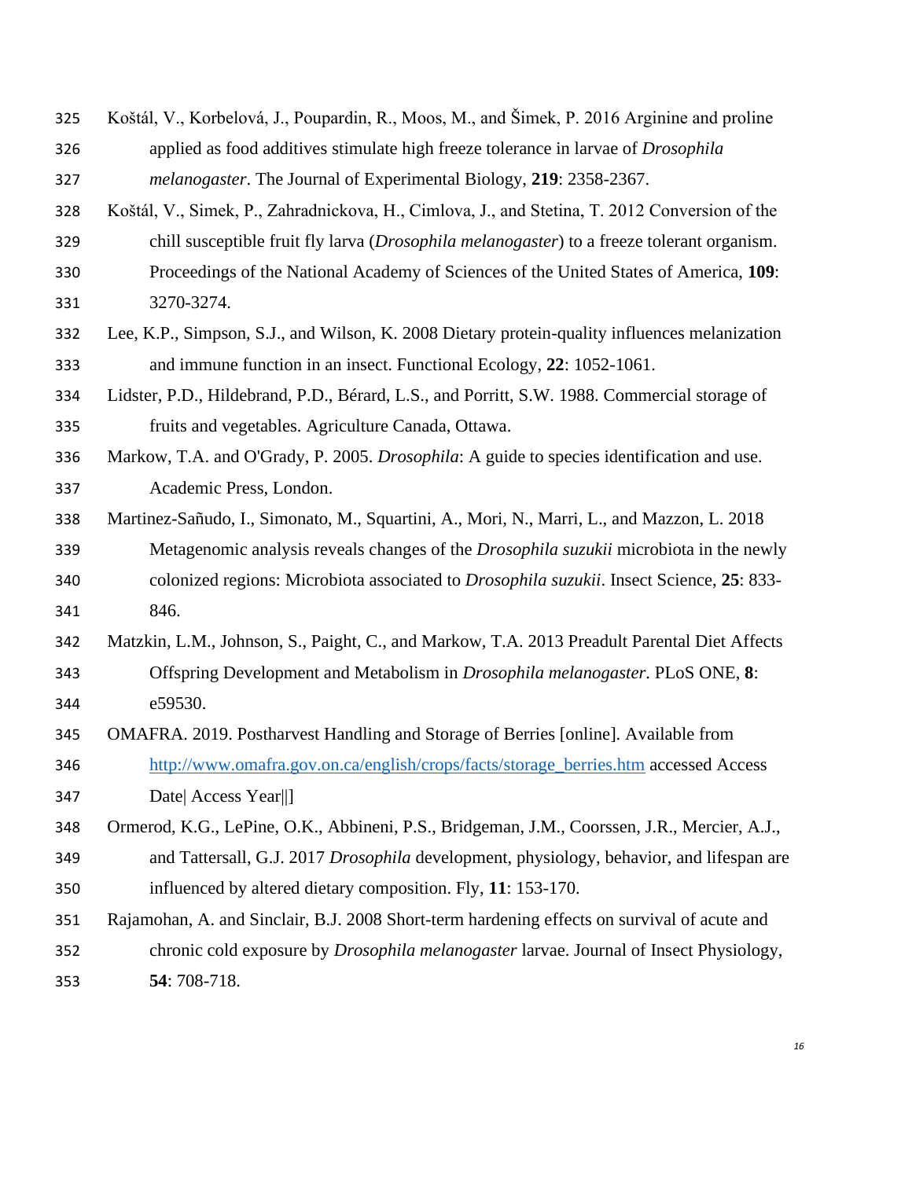Koštál, V., Korbelová, J., Poupardin, R., Moos, M., and Šimek, P. 2016 Arginine and proline applied as food additives stimulate high freeze tolerance in larvae of *Drosophila melanogaster*. The Journal of Experimental Biology, **219**: 2358-2367.

Koštál, V., Simek, P., Zahradnickova, H., Cimlova, J., and Stetina, T. 2012 Conversion of the chill susceptible fruit fly larva (*Drosophila melanogaster*) to a freeze tolerant organism. Proceedings of the National Academy of Sciences of the United States of America, **109**: 3270-3274.

Lee, K.P., Simpson, S.J., and Wilson, K. 2008 Dietary protein-quality influences melanization and immune function in an insect. Functional Ecology, **22**: 1052-1061.

Lidster, P.D., Hildebrand, P.D., Bérard, L.S., and Porritt, S.W. 1988. Commercial storage of fruits and vegetables. Agriculture Canada, Ottawa.

Markow, T.A. and O'Grady, P. 2005. *Drosophila*: A guide to species identification and use. Academic Press, London.

Martinez-Sañudo, I., Simonato, M., Squartini, A., Mori, N., Marri, L., and Mazzon, L. 2018 Metagenomic analysis reveals changes of the *Drosophila suzukii* microbiota in the newly colonized regions: Microbiota associated to *Drosophila suzukii*. Insect Science, **25**: 833-846.

Matzkin, L.M., Johnson, S., Paight, C., and Markow, T.A. 2013 Preadult Parental Diet Affects Offspring Development and Metabolism in *Drosophila melanogaster*. PLoS ONE, **8**: e59530.

OMAFRA. 2019. Postharvest Handling and Storage of Berries [online]. Available from http://www.omafra.gov.on.ca/english/crops/facts/storage_berries.htm accessed Access Date| Access Year||]

Ormerod, K.G., LePine, O.K., Abbineni, P.S., Bridgeman, J.M., Coorssen, J.R., Mercier, A.J., and Tattersall, G.J. 2017 *Drosophila* development, physiology, behavior, and lifespan are influenced by altered dietary composition. Fly, **11**: 153-170.

Rajamohan, A. and Sinclair, B.J. 2008 Short-term hardening effects on survival of acute and chronic cold exposure by *Drosophila melanogaster* larvae. Journal of Insect Physiology, **54**: 708-718.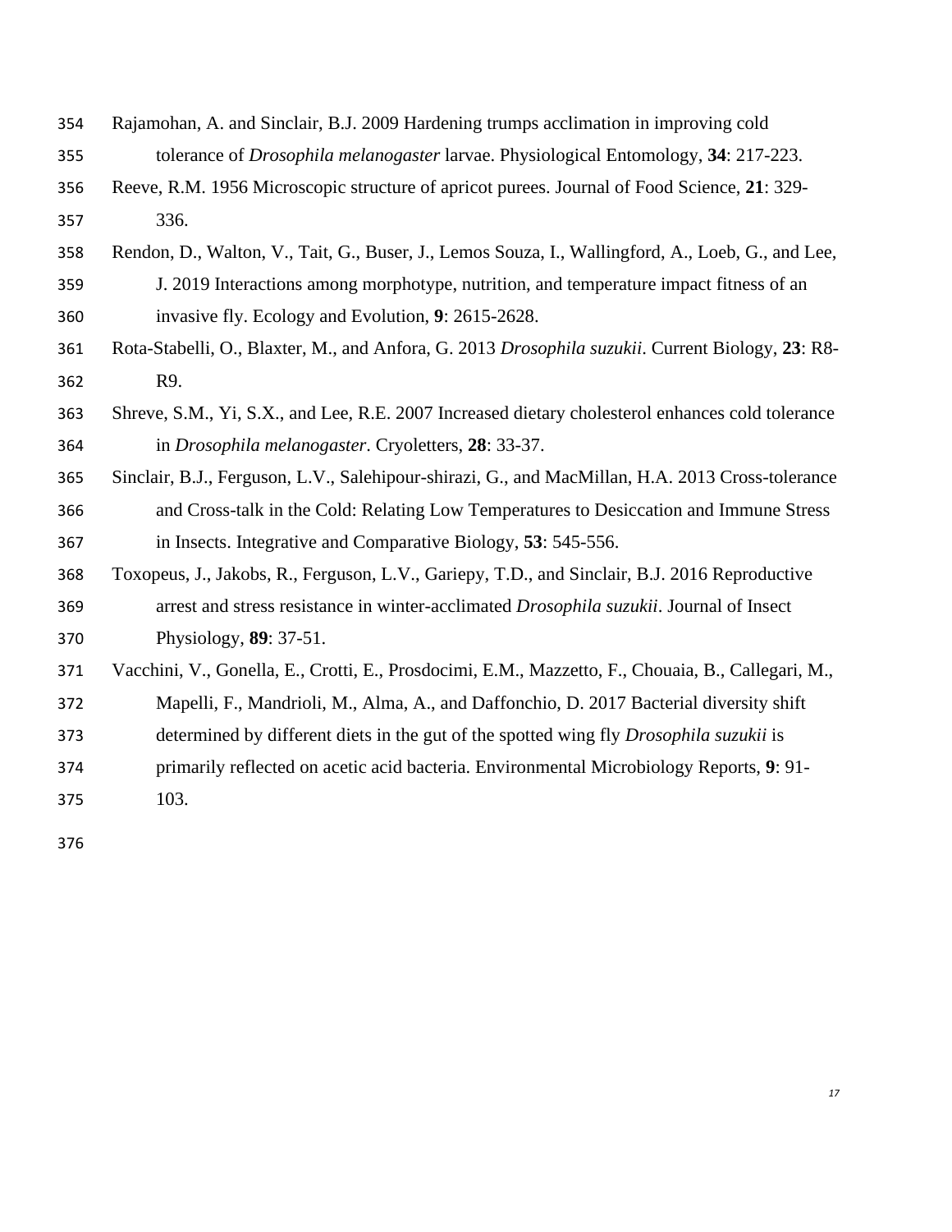Rajamohan, A. and Sinclair, B.J. 2009 Hardening trumps acclimation in improving cold tolerance of *Drosophila melanogaster* larvae. Physiological Entomology, **34**: 217-223.

Reeve, R.M. 1956 Microscopic structure of apricot purees. Journal of Food Science, **21**: 329-336.

Rendon, D., Walton, V., Tait, G., Buser, J., Lemos Souza, I., Wallingford, A., Loeb, G., and Lee, J. 2019 Interactions among morphotype, nutrition, and temperature impact fitness of an invasive fly. Ecology and Evolution, **9**: 2615-2628.

Rota-Stabelli, O., Blaxter, M., and Anfora, G. 2013 *Drosophila suzukii*. Current Biology, **23**: R8-R9.

Shreve, S.M., Yi, S.X., and Lee, R.E. 2007 Increased dietary cholesterol enhances cold tolerance in *Drosophila melanogaster*. Cryoletters, **28**: 33-37.

Sinclair, B.J., Ferguson, L.V., Salehipour-shirazi, G., and MacMillan, H.A. 2013 Cross-tolerance and Cross-talk in the Cold: Relating Low Temperatures to Desiccation and Immune Stress in Insects. Integrative and Comparative Biology, **53**: 545-556.

Toxopeus, J., Jakobs, R., Ferguson, L.V., Gariepy, T.D., and Sinclair, B.J. 2016 Reproductive arrest and stress resistance in winter-acclimated *Drosophila suzukii*. Journal of Insect Physiology, **89**: 37-51.

Vacchini, V., Gonella, E., Crotti, E., Prosdocimi, E.M., Mazzetto, F., Chouaia, B., Callegari, M., Mapelli, F., Mandrioli, M., Alma, A., and Daffonchio, D. 2017 Bacterial diversity shift determined by different diets in the gut of the spotted wing fly *Drosophila suzukii* is primarily reflected on acetic acid bacteria. Environmental Microbiology Reports, **9**: 91-103.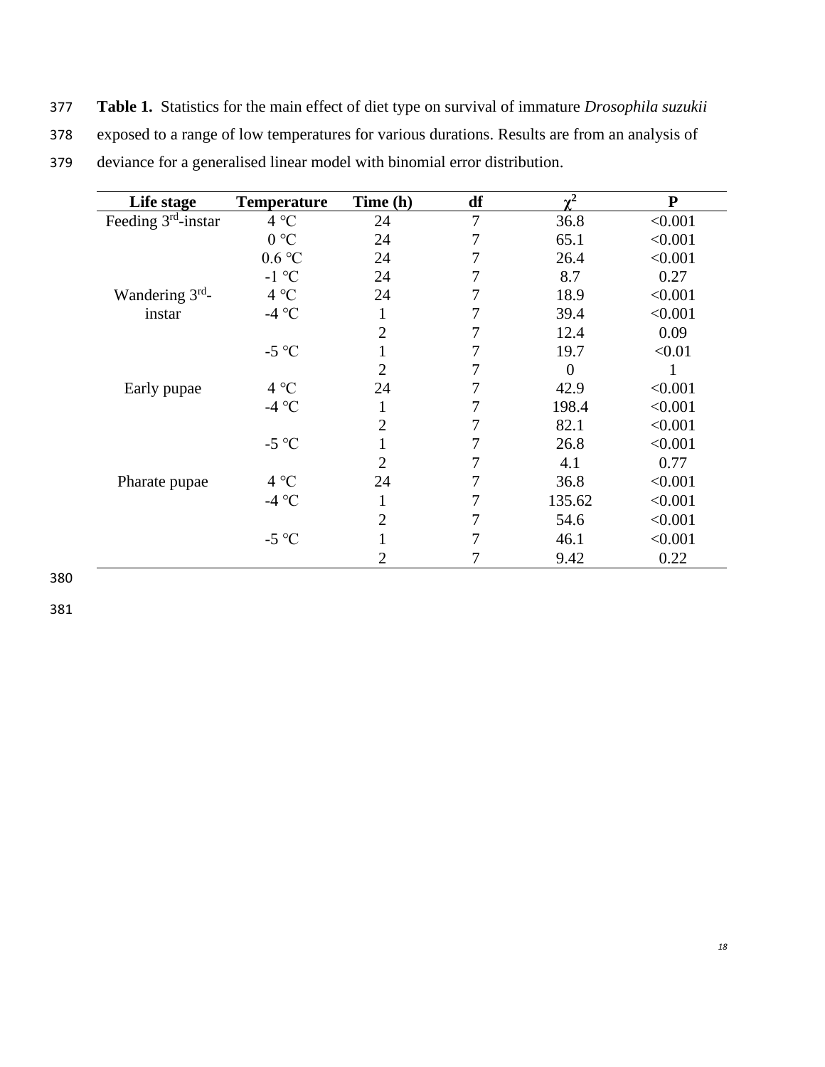**Table 1.** Statistics for the main effect of diet type on survival of immature *Drosophila suzukii* exposed to a range of low temperatures for various durations. Results are from an analysis of deviance for a generalised linear model with binomial error distribution.

| Life stage | Temperature | Time (h) | df | $\chi^2$ | P |
|---|---|---|---|---|---|
| Feeding 3rd-instar | 4 °C | 24 | 7 | 36.8 | <0.001 |
| | 0 °C | 24 | 7 | 65.1 | <0.001 |
| | 0.6 °C | 24 | 7 | 26.4 | <0.001 |
| | -1 °C | 24 | 7 | 8.7 | 0.27 |
| Wandering 3rd-instar | 4 °C | 24 | 7 | 18.9 | <0.001 |
| | -4 °C | 1 | 7 | 39.4 | <0.001 |
| | | 2 | 7 | 12.4 | 0.09 |
| | -5 °C | 1 | 7 | 19.7 | <0.01 |
| | | 2 | 7 | 0 | 1 |
| Early pupae | 4 °C | 24 | 7 | 42.9 | <0.001 |
| | -4 °C | 1 | 7 | 198.4 | <0.001 |
| | | 2 | 7 | 82.1 | <0.001 |
| | -5 °C | 1 | 7 | 26.8 | <0.001 |
| | | 2 | 7 | 4.1 | 0.77 |
| Pharate pupae | 4 °C | 24 | 7 | 36.8 | <0.001 |
| | -4 °C | 1 | 7 | 135.62 | <0.001 |
| | | 2 | 7 | 54.6 | <0.001 |
| | -5 °C | 1 | 7 | 46.1 | <0.001 |
| | | 2 | 7 | 9.42 | 0.22 |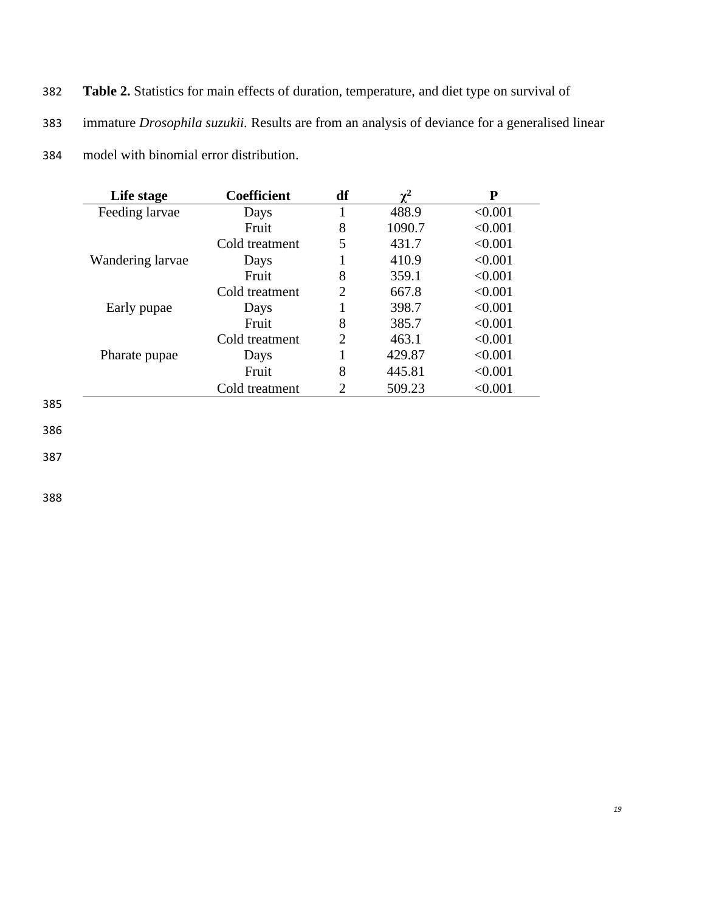**Table 2.** Statistics for main effects of duration, temperature, and diet type on survival of immature *Drosophila suzukii*. Results are from an analysis of deviance for a generalised linear model with binomial error distribution.

| Life stage | Coefficient | df | $\chi^2$ | P |
|---|---|---|---|---|
| Feeding larvae | Days | 1 | 488.9 | <0.001 |
| | Fruit | 8 | 1090.7 | <0.001 |
| | Cold treatment | 5 | 431.7 | <0.001 |
| Wandering larvae | Days | 1 | 410.9 | <0.001 |
| | Fruit | 8 | 359.1 | <0.001 |
| | Cold treatment | 2 | 667.8 | <0.001 |
| Early pupae | Days | 1 | 398.7 | <0.001 |
| | Fruit | 8 | 385.7 | <0.001 |
| | Cold treatment | 2 | 463.1 | <0.001 |
| Pharate pupae | Days | 1 | 429.87 | <0.001 |
| | Fruit | 8 | 445.81 | <0.001 |
| | Cold treatment | 2 | 509.23 | <0.001 |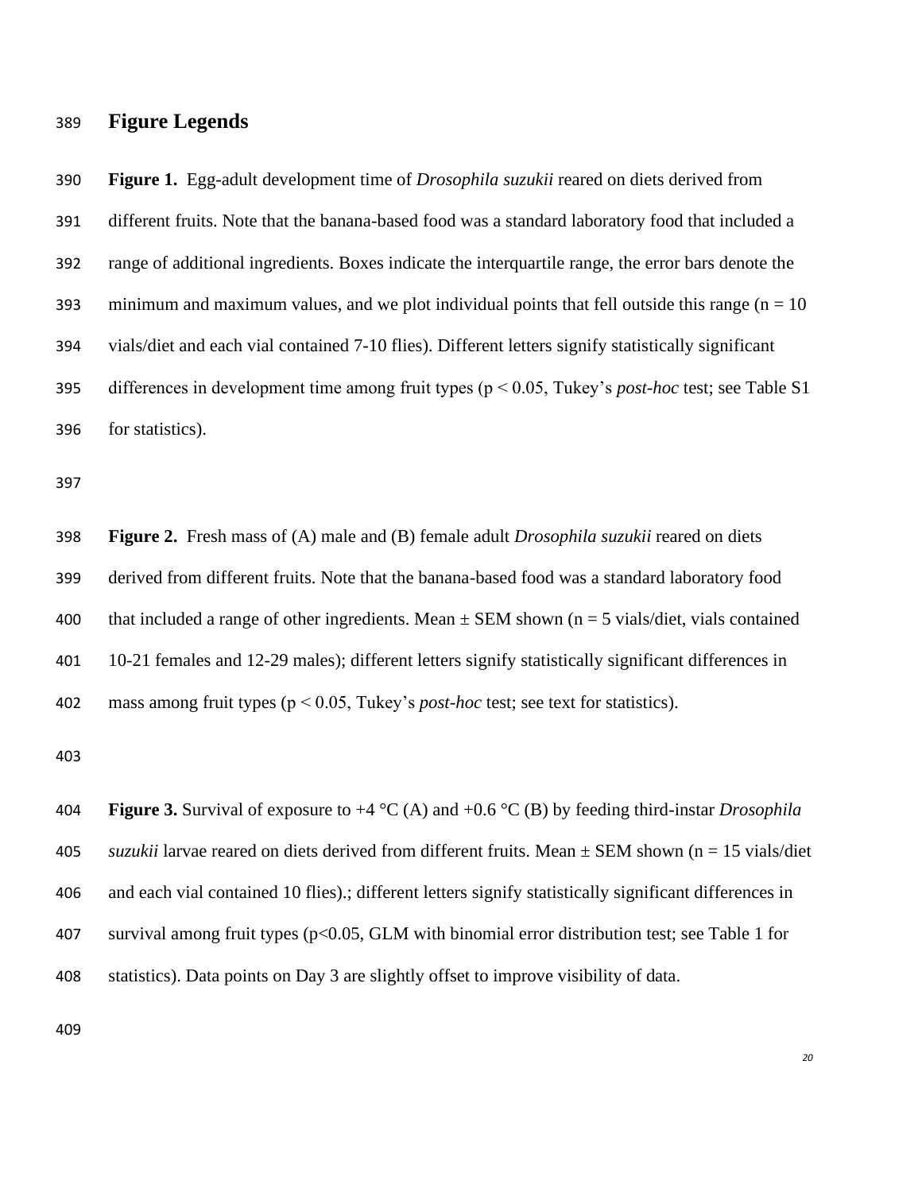# Figure Legends

**Figure 1.** Egg-adult development time of *Drosophila suzukii* reared on diets derived from different fruits. Note that the banana-based food was a standard laboratory food that included a range of additional ingredients. Boxes indicate the interquartile range, the error bars denote the minimum and maximum values, and we plot individual points that fell outside this range ($n = 10$ vials/diet and each vial contained 7-10 flies). Different letters signify statistically significant differences in development time among fruit types ($p < 0.05$, Tukey's *post-hoc* test; see Table S1 for statistics).

**Figure 2.** Fresh mass of (A) male and (B) female adult *Drosophila suzukii* reared on diets derived from different fruits. Note that the banana-based food was a standard laboratory food that included a range of other ingredients. Mean ± SEM shown ($n = 5$ vials/diet, vials contained 10-21 females and 12-29 males); different letters signify statistically significant differences in mass among fruit types ($p < 0.05$, Tukey's *post-hoc* test; see text for statistics).

**Figure 3.** Survival of exposure to +4 °C (A) and +0.6 °C (B) by feeding third-instar *Drosophila suzukii* larvae reared on diets derived from different fruits. Mean ± SEM shown ($n = 15$ vials/diet and each vial contained 10 flies).; different letters signify statistically significant differences in survival among fruit types ($p<0.05$, GLM with binomial error distribution test; see Table 1 for statistics). Data points on Day 3 are slightly offset to improve visibility of data.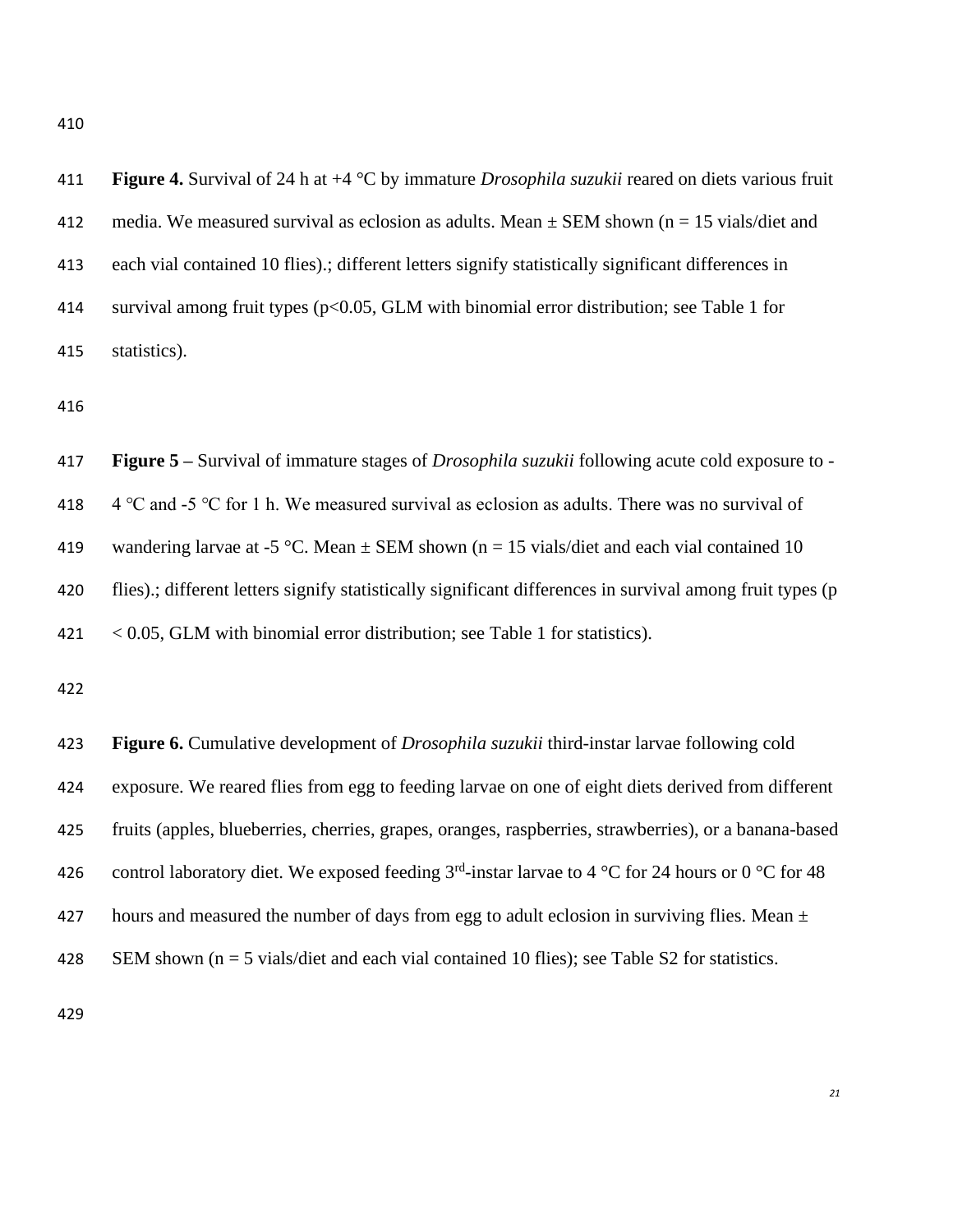**Figure 4.** Survival of 24 h at +4 °C by immature *Drosophila suzukii* reared on diets various fruit media. We measured survival as eclosion as adults. Mean ± SEM shown (n = 15 vials/diet and each vial contained 10 flies).; different letters signify statistically significant differences in survival among fruit types ($p<0.05$, GLM with binomial error distribution; see Table 1 for statistics).

**Figure 5 –** Survival of immature stages of *Drosophila suzukii* following acute cold exposure to -4 ℃ and -5 ℃ for 1 h. We measured survival as eclosion as adults. There was no survival of wandering larvae at -5 °C. Mean ± SEM shown (n = 15 vials/diet and each vial contained 10 flies).; different letters signify statistically significant differences in survival among fruit types ($p < 0.05$, GLM with binomial error distribution; see Table 1 for statistics).

**Figure 6.** Cumulative development of *Drosophila suzukii* third-instar larvae following cold exposure. We reared flies from egg to feeding larvae on one of eight diets derived from different fruits (apples, blueberries, cherries, grapes, oranges, raspberries, strawberries), or a banana-based control laboratory diet. We exposed feeding 3rd-instar larvae to 4 °C for 24 hours or 0 °C for 48 hours and measured the number of days from egg to adult eclosion in surviving flies. Mean ± SEM shown (n = 5 vials/diet and each vial contained 10 flies); see Table S2 for statistics.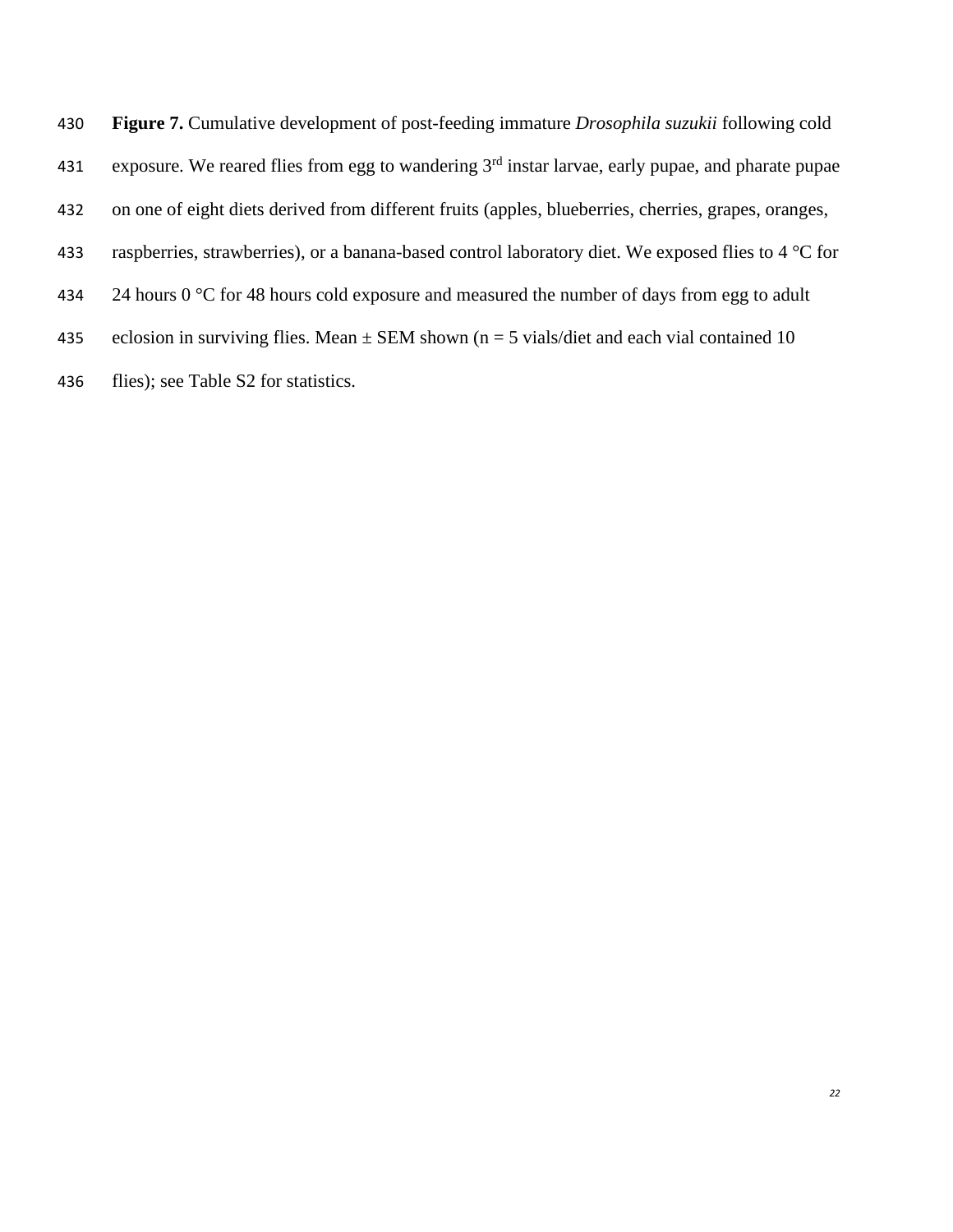**Figure 7.** Cumulative development of post-feeding immature *Drosophila suzukii* following cold exposure. We reared flies from egg to wandering 3rd instar larvae, early pupae, and pharate pupae on one of eight diets derived from different fruits (apples, blueberries, cherries, grapes, oranges, raspberries, strawberries), or a banana-based control laboratory diet. We exposed flies to 4 °C for 24 hours 0 °C for 48 hours cold exposure and measured the number of days from egg to adult eclosion in surviving flies. Mean ± SEM shown (n = 5 vials/diet and each vial contained 10 flies); see Table S2 for statistics.